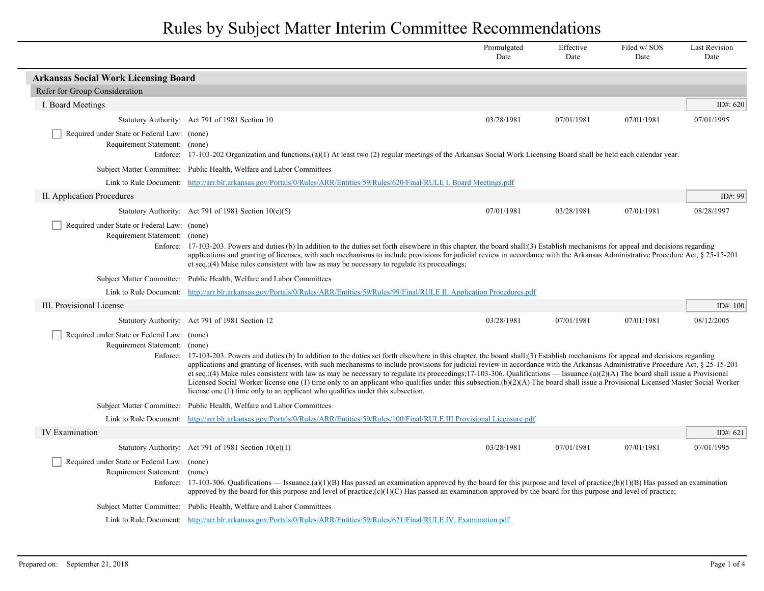# Rules by Subject Matter Interim Committee Recommendations

## Arkansas Social Work Licensing Board

### Refer for Group Consideration

#### I. Board Meetings

ID#: 620

| Statutory Authority | Promulgated Date | Effective Date | Filed w/ SOS Date | Last Revision Date |
|---|---|---|---|---|
| Act 791 of 1981 Section 10 | 03/28/1981 | 07/01/1981 | 07/01/1981 | 07/01/1995 |

- [ ] Required under State or Federal Law: (none)

Requirement Statement: (none)

Enforce: 17-103-202 Organization and functions.(a)(1) At least two (2) regular meetings of the Arkansas Social Work Licensing Board shall be held each calendar year.

Subject Matter Committee: Public Health, Welfare and Labor Committees

Link to Rule Document: http://arr.blr.arkansas.gov/Portals/0/Rules/ARR/Entities/59/Rules/620/Final/RULE I. Board Meetings.pdf

#### II. Application Procedures

ID#: 99

| Statutory Authority | Promulgated Date | Effective Date | Filed w/ SOS Date | Last Revision Date |
|---|---|---|---|---|
| Act 791 of 1981 Section 10(e)(5) | 07/01/1981 | 03/28/1981 | 07/01/1981 | 08/28/1997 |

- [ ] Required under State or Federal Law: (none)

Requirement Statement: (none)

Enforce: 17-103-203. Powers and duties.(b) In addition to the duties set forth elsewhere in this chapter, the board shall:(3) Establish mechanisms for appeal and decisions regarding applications and granting of licenses, with such mechanisms to include provisions for judicial review in accordance with the Arkansas Administrative Procedure Act, § 25-15-201 et seq.;(4) Make rules consistent with law as may be necessary to regulate its proceedings;

Subject Matter Committee: Public Health, Welfare and Labor Committees

Link to Rule Document: http://arr.blr.arkansas.gov/Portals/0/Rules/ARR/Entities/59/Rules/99/Final/RULE II. Application Procedures.pdf

#### III. Provisional License

ID#: 100

| Statutory Authority | Promulgated Date | Effective Date | Filed w/ SOS Date | Last Revision Date |
|---|---|---|---|---|
| Act 791 of 1981 Section 12 | 03/28/1981 | 07/01/1981 | 07/01/1981 | 08/12/2005 |

- [ ] Required under State or Federal Law: (none)

Requirement Statement: (none)

Enforce: 17-103-203. Powers and duties.(b) In addition to the duties set forth elsewhere in this chapter, the board shall:(3) Establish mechanisms for appeal and decisions regarding applications and granting of licenses, with such mechanisms to include provisions for judicial review in accordance with the Arkansas Administrative Procedure Act, § 25-15-201 et seq.;(4) Make rules consistent with law as may be necessary to regulate its proceedings;17-103-306. Qualifications — Issuance.(a)(2)(A) The board shall issue a Provisional Licensed Social Worker license one (1) time only to an applicant who qualifies under this subsection.(b)(2)(A) The board shall issue a Provisional Licensed Master Social Worker license one (1) time only to an applicant who qualifies under this subsection.

Subject Matter Committee: Public Health, Welfare and Labor Committees

Link to Rule Document: http://arr.blr.arkansas.gov/Portals/0/Rules/ARR/Entities/59/Rules/100/Final/RULE III Provisional Licensure.pdf

#### IV Examination

ID#: 621

| Statutory Authority | Promulgated Date | Effective Date | Filed w/ SOS Date | Last Revision Date |
|---|---|---|---|---|
| Act 791 of 1981 Section 10(e)(1) | 03/28/1981 | 07/01/1981 | 07/01/1981 | 07/01/1995 |

- [ ] Required under State or Federal Law: (none)

Requirement Statement: (none)

Enforce: 17-103-306. Qualifications — Issuance.(a)(1)(B) Has passed an examination approved by the board for this purpose and level of practice;(b)(1)(B) Has passed an examination approved by the board for this purpose and level of practice;(c)(1)(C) Has passed an examination approved by the board for this purpose and level of practice;

Subject Matter Committee: Public Health, Welfare and Labor Committees

Link to Rule Document: http://arr.blr.arkansas.gov/Portals/0/Rules/ARR/Entities/59/Rules/621/Final/RULE IV. Examination.pdf

Prepared on: September 21, 2018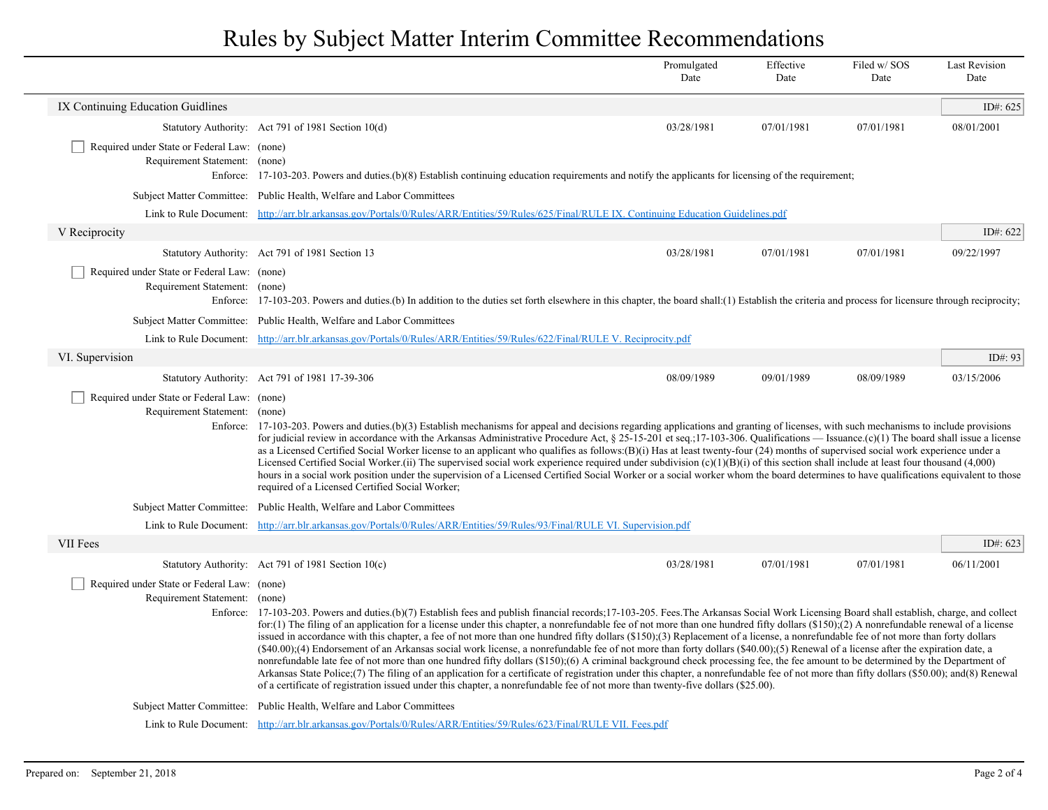# Rules by Subject Matter Interim Committee Recommendations

| | | Promulgated Date | Effective Date | Filed w/ SOS Date | Last Revision Date |
|---|---|---|---|---|---|

## IX Continuing Education Guidlines

ID#: 625

| | | Promulgated Date | Effective Date | Filed w/ SOS Date | Last Revision Date |
|---|---|---|---|---|---|
| Statutory Authority: | Act 791 of 1981 Section 10(d) | 03/28/1981 | 07/01/1981 | 07/01/1981 | 08/01/2001 |

☐ Required under State or Federal Law: (none)

Requirement Statement: (none)

Enforce: 17-103-203. Powers and duties.(b)(8) Establish continuing education requirements and notify the applicants for licensing of the requirement;

Subject Matter Committee: Public Health, Welfare and Labor Committees

Link to Rule Document: [http://arr.blr.arkansas.gov/Portals/0/Rules/ARR/Entities/59/Rules/625/Final/RULE IX. Continuing Education Guidelines.pdf](http://arr.blr.arkansas.gov/Portals/0/Rules/ARR/Entities/59/Rules/625/Final/RULE IX. Continuing Education Guidelines.pdf)

## V Reciprocity

ID#: 622

| | | Promulgated Date | Effective Date | Filed w/ SOS Date | Last Revision Date |
|---|---|---|---|---|---|
| Statutory Authority: | Act 791 of 1981 Section 13 | 03/28/1981 | 07/01/1981 | 07/01/1981 | 09/22/1997 |

☐ Required under State or Federal Law: (none)

Requirement Statement: (none)

Enforce: 17-103-203. Powers and duties.(b) In addition to the duties set forth elsewhere in this chapter, the board shall:(1) Establish the criteria and process for licensure through reciprocity;

Subject Matter Committee: Public Health, Welfare and Labor Committees

Link to Rule Document: [http://arr.blr.arkansas.gov/Portals/0/Rules/ARR/Entities/59/Rules/622/Final/RULE V. Reciprocity.pdf](http://arr.blr.arkansas.gov/Portals/0/Rules/ARR/Entities/59/Rules/622/Final/RULE V. Reciprocity.pdf)

## VI. Supervision

ID#: 93

| | | Promulgated Date | Effective Date | Filed w/ SOS Date | Last Revision Date |
|---|---|---|---|---|---|
| Statutory Authority: | Act 791 of 1981 17-39-306 | 08/09/1989 | 09/01/1989 | 08/09/1989 | 03/15/2006 |

☐ Required under State or Federal Law: (none)

Requirement Statement: (none)

Enforce: 17-103-203. Powers and duties.(b)(3) Establish mechanisms for appeal and decisions regarding applications and granting of licenses, with such mechanisms to include provisions for judicial review in accordance with the Arkansas Administrative Procedure Act, § 25-15-201 et seq.;17-103-306. Qualifications — Issuance.(c)(1) The board shall issue a license as a Licensed Certified Social Worker license to an applicant who qualifies as follows:(B)(i) Has at least twenty-four (24) months of supervised social work experience under a Licensed Certified Social Worker.(ii) The supervised social work experience required under subdivision (c)(1)(B)(i) of this section shall include at least four thousand (4,000) hours in a social work position under the supervision of a Licensed Certified Social Worker or a social worker whom the board determines to have qualifications equivalent to those required of a Licensed Certified Social Worker;

Subject Matter Committee: Public Health, Welfare and Labor Committees

Link to Rule Document: [http://arr.blr.arkansas.gov/Portals/0/Rules/ARR/Entities/59/Rules/93/Final/RULE VI. Supervision.pdf](http://arr.blr.arkansas.gov/Portals/0/Rules/ARR/Entities/59/Rules/93/Final/RULE VI. Supervision.pdf)

## VII Fees

ID#: 623

| | | Promulgated Date | Effective Date | Filed w/ SOS Date | Last Revision Date |
|---|---|---|---|---|---|
| Statutory Authority: | Act 791 of 1981 Section 10(c) | 03/28/1981 | 07/01/1981 | 07/01/1981 | 06/11/2001 |

☐ Required under State or Federal Law: (none)

Requirement Statement: (none)

Enforce: 17-103-203. Powers and duties.(b)(7) Establish fees and publish financial records;17-103-205. Fees.The Arkansas Social Work Licensing Board shall establish, charge, and collect for:(1) The filing of an application for a license under this chapter, a nonrefundable fee of not more than one hundred fifty dollars ($150);(2) A nonrefundable renewal of a license issued in accordance with this chapter, a fee of not more than one hundred fifty dollars ($150);(3) Replacement of a license, a nonrefundable fee of not more than forty dollars ($40.00);(4) Endorsement of an Arkansas social work license, a nonrefundable fee of not more than forty dollars ($40.00);(5) Renewal of a license after the expiration date, a nonrefundable late fee of not more than one hundred fifty dollars ($150);(6) A criminal background check processing fee, the fee amount to be determined by the Department of Arkansas State Police;(7) The filing of an application for a certificate of registration under this chapter, a nonrefundable fee of not more than fifty dollars ($50.00); and(8) Renewal of a certificate of registration issued under this chapter, a nonrefundable fee of not more than twenty-five dollars ($25.00).

Subject Matter Committee: Public Health, Welfare and Labor Committees

Link to Rule Document: [http://arr.blr.arkansas.gov/Portals/0/Rules/ARR/Entities/59/Rules/623/Final/RULE VII. Fees.pdf](http://arr.blr.arkansas.gov/Portals/0/Rules/ARR/Entities/59/Rules/623/Final/RULE VII. Fees.pdf)

Prepared on: September 21, 2018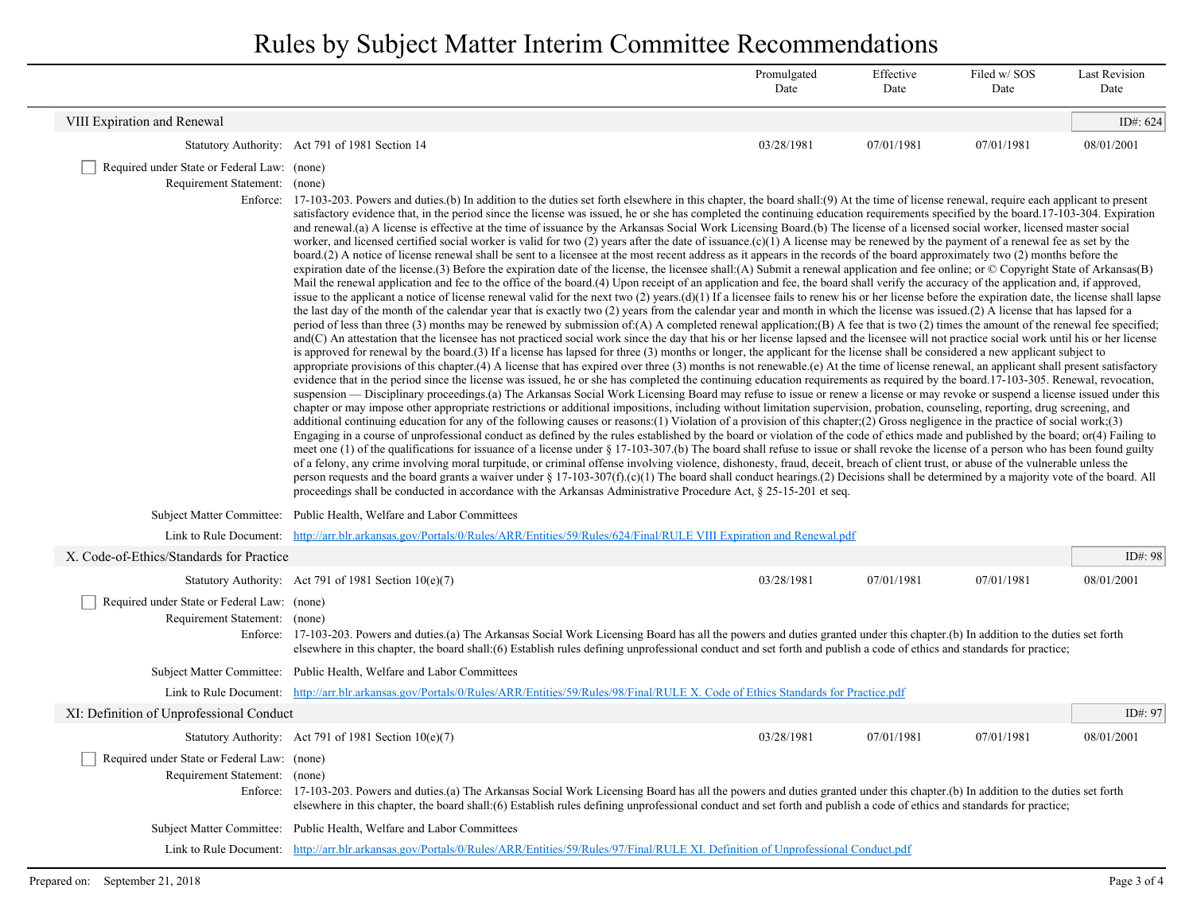# Rules by Subject Matter Interim Committee Recommendations

| | | Promulgated Date | Effective Date | Filed w/ SOS Date | Last Revision Date |
|---|---|---|---|---|---|

## VIII Expiration and Renewal

ID#: 624

| | | Promulgated Date | Effective Date | Filed w/ SOS Date | Last Revision Date |
|---|---|---|---|---|---|
| Statutory Authority: | Act 791 of 1981 Section 14 | 03/28/1981 | 07/01/1981 | 07/01/1981 | 08/01/2001 |

☐ Required under State or Federal Law: (none)

Requirement Statement: (none)

Enforce: 17-103-203. Powers and duties.(b) In addition to the duties set forth elsewhere in this chapter, the board shall:(9) At the time of license renewal, require each applicant to present satisfactory evidence that, in the period since the license was issued, he or she has completed the continuing education requirements specified by the board.17-103-304. Expiration and renewal.(a) A license is effective at the time of issuance by the Arkansas Social Work Licensing Board.(b) The license of a licensed social worker, licensed master social worker, and licensed certified social worker is valid for two (2) years after the date of issuance.(c)(1) A license may be renewed by the payment of a renewal fee as set by the board.(2) A notice of license renewal shall be sent to a licensee at the most recent address as it appears in the records of the board approximately two (2) months before the expiration date of the license.(3) Before the expiration date of the license, the licensee shall:(A) Submit a renewal application and fee online; or © Copyright State of Arkansas(B) Mail the renewal application and fee to the office of the board.(4) Upon receipt of an application and fee, the board shall verify the accuracy of the application and, if approved, issue to the applicant a notice of license renewal valid for the next two (2) years.(d)(1) If a licensee fails to renew his or her license before the expiration date, the license shall lapse the last day of the month of the calendar year that is exactly two (2) years from the calendar year and month in which the license was issued.(2) A license that has lapsed for a period of less than three (3) months may be renewed by submission of:(A) A completed renewal application;(B) A fee that is two (2) times the amount of the renewal fee specified; and(C) An attestation that the licensee has not practiced social work since the day that his or her license lapsed and the licensee will not practice social work until his or her license is approved for renewal by the board.(3) If a license has lapsed for three (3) months or longer, the applicant for the license shall be considered a new applicant subject to appropriate provisions of this chapter.(4) A license that has expired over three (3) months is not renewable.(e) At the time of license renewal, an applicant shall present satisfactory evidence that in the period since the license was issued, he or she has completed the continuing education requirements as required by the board.17-103-305. Renewal, revocation, suspension — Disciplinary proceedings.(a) The Arkansas Social Work Licensing Board may refuse to issue or renew a license or may revoke or suspend a license issued under this chapter or may impose other appropriate restrictions or additional impositions, including without limitation supervision, probation, counseling, reporting, drug screening, and additional continuing education for any of the following causes or reasons:(1) Violation of a provision of this chapter;(2) Gross negligence in the practice of social work;(3) Engaging in a course of unprofessional conduct as defined by the rules established by the board or violation of the code of ethics made and published by the board; or(4) Failing to meet one (1) of the qualifications for issuance of a license under § 17-103-307.(b) The board shall refuse to issue or shall revoke the license of a person who has been found guilty of a felony, any crime involving moral turpitude, or criminal offense involving violence, dishonesty, fraud, deceit, breach of client trust, or abuse of the vulnerable unless the person requests and the board grants a waiver under § 17-103-307(f).(c)(1) The board shall conduct hearings.(2) Decisions shall be determined by a majority vote of the board. All proceedings shall be conducted in accordance with the Arkansas Administrative Procedure Act, § 25-15-201 et seq.

Subject Matter Committee: Public Health, Welfare and Labor Committees

Link to Rule Document: http://arr.blr.arkansas.gov/Portals/0/Rules/ARR/Entities/59/Rules/624/Final/RULE VIII Expiration and Renewal.pdf

## X. Code-of-Ethics/Standards for Practice

ID#: 98

| | | Promulgated Date | Effective Date | Filed w/ SOS Date | Last Revision Date |
|---|---|---|---|---|---|
| Statutory Authority: | Act 791 of 1981 Section 10(e)(7) | 03/28/1981 | 07/01/1981 | 07/01/1981 | 08/01/2001 |

☐ Required under State or Federal Law: (none)

Requirement Statement: (none)

Enforce: 17-103-203. Powers and duties.(a) The Arkansas Social Work Licensing Board has all the powers and duties granted under this chapter.(b) In addition to the duties set forth elsewhere in this chapter, the board shall:(6) Establish rules defining unprofessional conduct and set forth and publish a code of ethics and standards for practice;

Subject Matter Committee: Public Health, Welfare and Labor Committees

Link to Rule Document: http://arr.blr.arkansas.gov/Portals/0/Rules/ARR/Entities/59/Rules/98/Final/RULE X. Code of Ethics Standards for Practice.pdf

## XI: Definition of Unprofessional Conduct

ID#: 97

| | | Promulgated Date | Effective Date | Filed w/ SOS Date | Last Revision Date |
|---|---|---|---|---|---|
| Statutory Authority: | Act 791 of 1981 Section 10(e)(7) | 03/28/1981 | 07/01/1981 | 07/01/1981 | 08/01/2001 |

☐ Required under State or Federal Law: (none)

Requirement Statement: (none)

Enforce: 17-103-203. Powers and duties.(a) The Arkansas Social Work Licensing Board has all the powers and duties granted under this chapter.(b) In addition to the duties set forth elsewhere in this chapter, the board shall:(6) Establish rules defining unprofessional conduct and set forth and publish a code of ethics and standards for practice;

Subject Matter Committee: Public Health, Welfare and Labor Committees

Link to Rule Document: http://arr.blr.arkansas.gov/Portals/0/Rules/ARR/Entities/59/Rules/97/Final/RULE XI. Definition of Unprofessional Conduct.pdf

Prepared on: September 21, 2018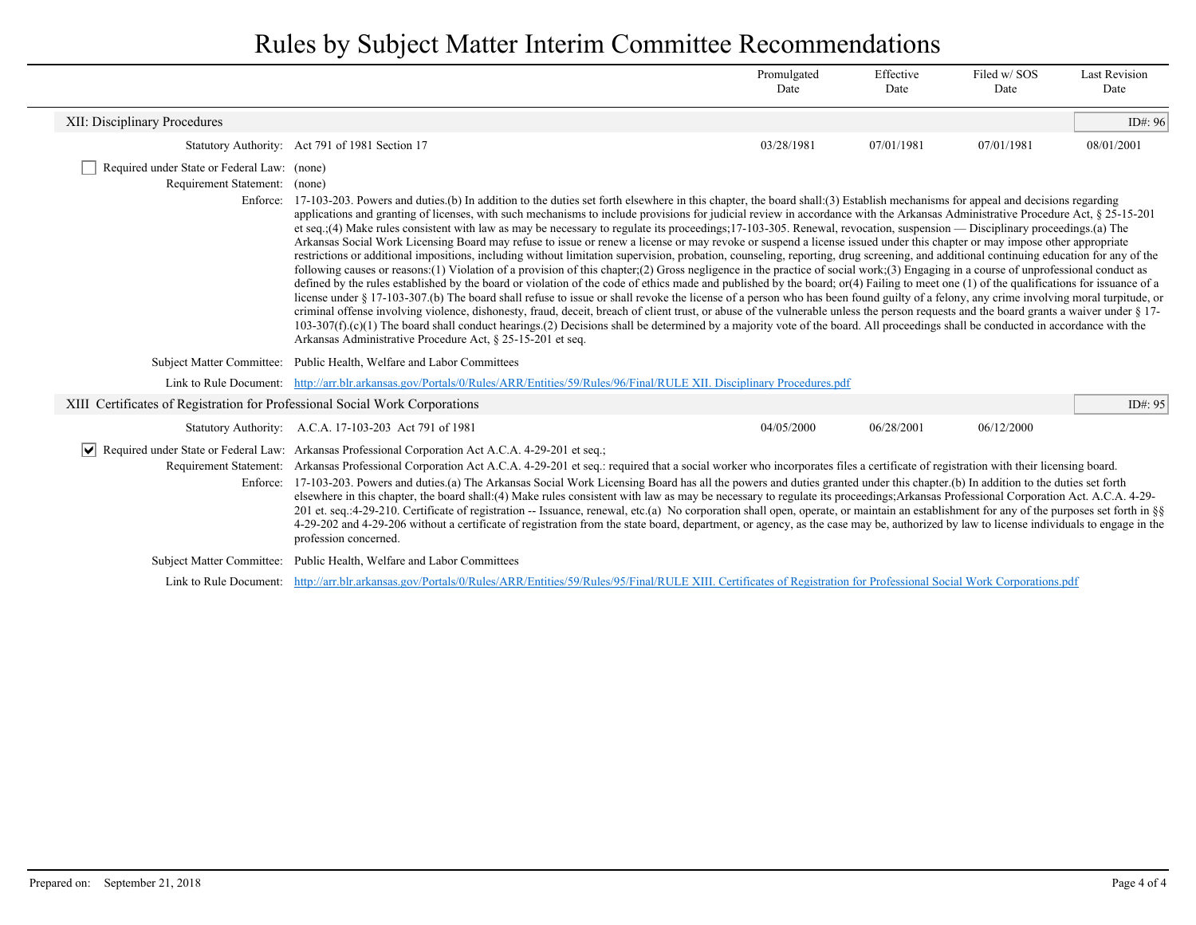# Rules by Subject Matter Interim Committee Recommendations

| | Promulgated Date | Effective Date | Filed w/ SOS Date | Last Revision Date |
|---|---|---|---|---|

## XII: Disciplinary Procedures

ID#: 96

| | Promulgated Date | Effective Date | Filed w/ SOS Date | Last Revision Date |
|---|---|---|---|---|
| Statutory Authority: Act 791 of 1981 Section 17 | 03/28/1981 | 07/01/1981 | 07/01/1981 | 08/01/2001 |

☐ Required under State or Federal Law: (none)

Requirement Statement: (none)

Enforce: 17-103-203. Powers and duties.(b) In addition to the duties set forth elsewhere in this chapter, the board shall:(3) Establish mechanisms for appeal and decisions regarding applications and granting of licenses, with such mechanisms to include provisions for judicial review in accordance with the Arkansas Administrative Procedure Act, § 25-15-201 et seq.;(4) Make rules consistent with law as may be necessary to regulate its proceedings;17-103-305. Renewal, revocation, suspension — Disciplinary proceedings.(a) The Arkansas Social Work Licensing Board may refuse to issue or renew a license or may revoke or suspend a license issued under this chapter or may impose other appropriate restrictions or additional impositions, including without limitation supervision, probation, counseling, reporting, drug screening, and additional continuing education for any of the following causes or reasons:(1) Violation of a provision of this chapter;(2) Gross negligence in the practice of social work;(3) Engaging in a course of unprofessional conduct as defined by the rules established by the board or violation of the code of ethics made and published by the board; or(4) Failing to meet one (1) of the qualifications for issuance of a license under § 17-103-307.(b) The board shall refuse to issue or shall revoke the license of a person who has been found guilty of a felony, any crime involving moral turpitude, or criminal offense involving violence, dishonesty, fraud, deceit, breach of client trust, or abuse of the vulnerable unless the person requests and the board grants a waiver under § 17-103-307(f).(c)(1) The board shall conduct hearings.(2) Decisions shall be determined by a majority vote of the board. All proceedings shall be conducted in accordance with the Arkansas Administrative Procedure Act, § 25-15-201 et seq.

Subject Matter Committee: Public Health, Welfare and Labor Committees

Link to Rule Document: http://arr.blr.arkansas.gov/Portals/0/Rules/ARR/Entities/59/Rules/96/Final/RULE XII. Disciplinary Procedures.pdf

## XIII Certificates of Registration for Professional Social Work Corporations

ID#: 95

| | Promulgated Date | Effective Date | Filed w/ SOS Date | Last Revision Date |
|---|---|---|---|---|
| Statutory Authority: A.C.A. 17-103-203 Act 791 of 1981 | 04/05/2000 | 06/28/2001 | 06/12/2000 | |

☑ Required under State or Federal Law: Arkansas Professional Corporation Act A.C.A. 4-29-201 et seq.;

Requirement Statement: Arkansas Professional Corporation Act A.C.A. 4-29-201 et seq.: required that a social worker who incorporates files a certificate of registration with their licensing board.

Enforce: 17-103-203. Powers and duties.(a) The Arkansas Social Work Licensing Board has all the powers and duties granted under this chapter.(b) In addition to the duties set forth elsewhere in this chapter, the board shall:(4) Make rules consistent with law as may be necessary to regulate its proceedings;Arkansas Professional Corporation Act. A.C.A. 4-29-201 et. seq.:4-29-210. Certificate of registration -- Issuance, renewal, etc.(a) No corporation shall open, operate, or maintain an establishment for any of the purposes set forth in §§ 4-29-202 and 4-29-206 without a certificate of registration from the state board, department, or agency, as the case may be, authorized by law to license individuals to engage in the profession concerned.

Subject Matter Committee: Public Health, Welfare and Labor Committees

Link to Rule Document: http://arr.blr.arkansas.gov/Portals/0/Rules/ARR/Entities/59/Rules/95/Final/RULE XIII. Certificates of Registration for Professional Social Work Corporations.pdf

Prepared on: September 21, 2018